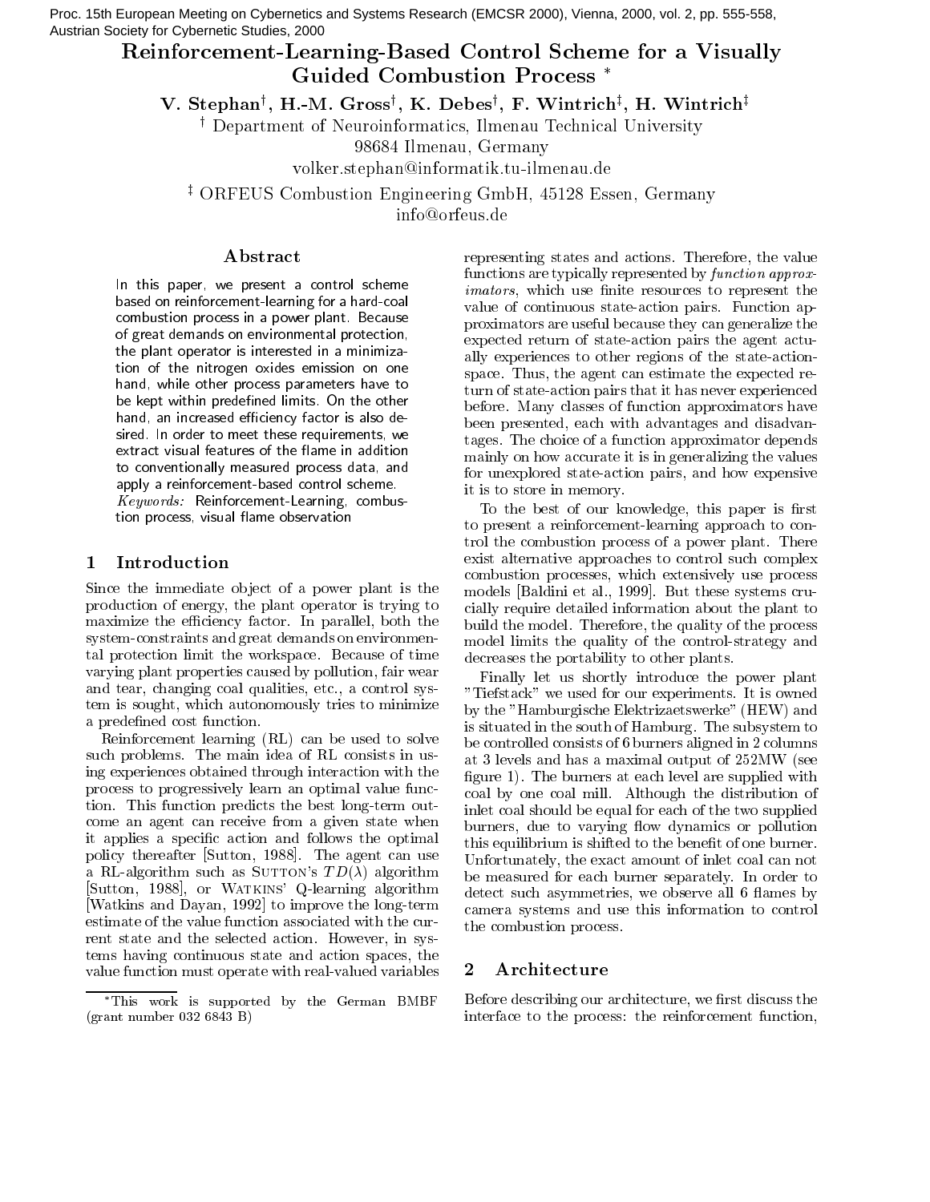# Reinforcement-Learning-Based Control Scheme for a Visually Guided Combustion Process *

**V. Stephan[†], H.-M. Gross[†], K. Debes[†], F. Wintrich[‡], H. Wintrich[‡]**

[†] Department of Neuroinformatics, Ilmenau Technical University
98684 Ilmenau, Germany
volker.stephan@informatik.tu-ilmenau.de

[‡] ORFEUS Combustion Engineering GmbH, 45128 Essen, Germany
info@orfeus.de

## Abstract

In this paper, we present a control scheme based on reinforcement-learning for a hard-coal combustion process in a power plant. Because of great demands on environmental protection, the plant operator is interested in a minimization of the nitrogen oxides emission on one hand, while other process parameters have to be kept within predefined limits. On the other hand, an increased efficiency factor is also desired. In order to meet these requirements, we extract visual features of the flame in addition to conventionally measured process data, and apply a reinforcement-based control scheme.

*Keywords:* Reinforcement-Learning, combustion process, visual flame observation

## 1 Introduction

Since the immediate object of a power plant is the production of energy, the plant operator is trying to maximize the efficiency factor. In parallel, both the system-constraints and great demands on environmental protection limit the workspace. Because of time varying plant properties caused by pollution, fair wear and tear, changing coal qualities, etc., a control system is sought, which autonomously tries to minimize a predefined cost function.

Reinforcement learning (RL) can be used to solve such problems. The main idea of RL consists in using experiences obtained through interaction with the process to progressively learn an optimal value function. This function predicts the best long-term outcome an agent can receive from a given state when it applies a specific action and follows the optimal policy thereafter [Sutton, 1988]. The agent can use a RL-algorithm such as SUTTON's $TD(\lambda)$ algorithm [Sutton, 1988], or WATKINS' Q-learning algorithm [Watkins and Dayan, 1992] to improve the long-term estimate of the value function associated with the current state and the selected action. However, in systems having continuous state and action spaces, the value function must operate with real-valued variables representing states and actions. Therefore, the value functions are typically represented by *function approximators*, which use finite resources to represent the value of continuous state-action pairs. Function approximators are useful because they can generalize the expected return of state-action pairs the agent actually experiences to other regions of the state-action-space. Thus, the agent can estimate the expected return of state-action pairs that it has never experienced before. Many classes of function approximators have been presented, each with advantages and disadvantages. The choice of a function approximator depends mainly on how accurate it is in generalizing the values for unexplored state-action pairs, and how expensive it is to store in memory.

To the best of our knowledge, this paper is first to present a reinforcement-learning approach to control the combustion process of a power plant. There exist alternative approaches to control such complex combustion processes, which extensively use process models [Baldini et al., 1999]. But these systems crucially require detailed information about the plant to build the model. Therefore, the quality of the process model limits the quality of the control-strategy and decreases the portability to other plants.

Finally let us shortly introduce the power plant "Tiefstack" we used for our experiments. It is owned by the "Hamburgische Elektrizaetswerke" (HEW) and is situated in the south of Hamburg. The subsystem to be controlled consists of 6 burners aligned in 2 columns at 3 levels and has a maximal output of 252MW (see figure 1). The burners at each level are supplied with coal by one coal mill. Although the distribution of inlet coal should be equal for each of the two supplied burners, due to varying flow dynamics or pollution this equilibrium is shifted to the benefit of one burner. Unfortunately, the exact amount of inlet coal can not be measured for each burner separately. In order to detect such asymmetries, we observe all 6 flames by camera systems and use this information to control the combustion process.

## 2 Architecture

Before describing our architecture, we first discuss the interface to the process: the reinforcement function,

*This work is supported by the German BMBF (grant number 032 6843 B)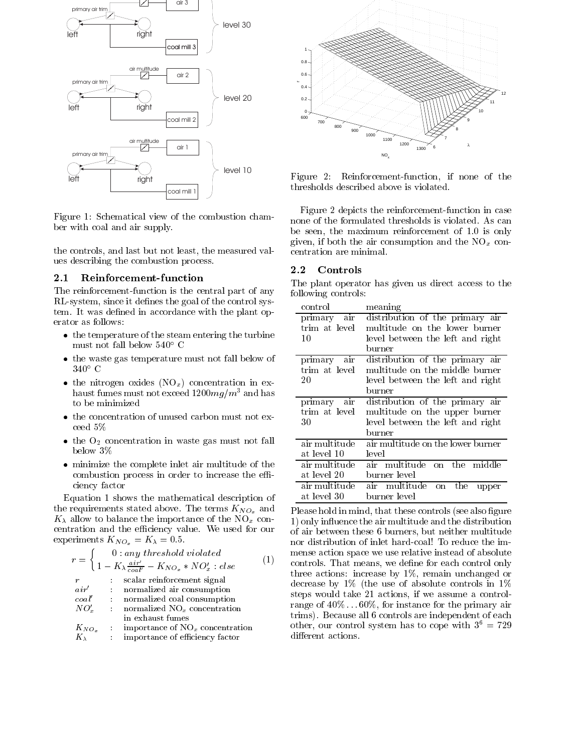Figure 1: Schematical view of the combustion chamber with coal and air supply.

the controls, and last but not least, the measured values describing the combustion process.

### 2.1 Reinforcement-function

The reinforcement-function is the central part of any RL-system, since it defines the goal of the control system. It was defined in accordance with the plant operator as follows:

- the temperature of the steam entering the turbine must not fall below 540° C
- the waste gas temperature must not fall below of 340° C
- the nitrogen oxides ($NO_x$) concentration in exhaust fumes must not exceed $1200 mg/m^3$ and has to be minimized
- the concentration of unused carbon must not exceed 5%
- the $O_2$ concentration in waste gas must not fall below 3%
- minimize the complete inlet air multitude of the combustion process in order to increase the efficiency factor

Equation 1 shows the mathematical description of the requirements stated above. The terms $K_{NO_x}$ and $K_\lambda$ allow to balance the importance of the $NO_x$ concentration and the efficiency value. We used for our experiments $K_{NO_x} = K_\lambda = 0.5$.

$$r = \begin{cases} 0 : \textit{any threshold violated} \\ 1 - K_\lambda \frac{air'}{coal'} - K_{NO_x} * NO_x' : \textit{else} \end{cases} \tag{1}$$

| | | |
|---|---|---|
| $r$ | : | scalar reinforcement signal |
| $air'$ | : | normalized air consumption |
| $coal'$ | : | normalized coal consumption |
| $NO_x'$ | : | normalized $NO_x$ concentration in exhaust fumes |
| $K_{NO_x}$ | : | importance of $NO_x$ concentration |
| $K_\lambda$ | : | importance of efficiency factor |

Figure 2: Reinforcement-function, if none of the thresholds described above is violated.

Figure 2 depicts the reinforcement-function in case none of the formulated thresholds is violated. As can be seen, the maximum reinforcement of 1.0 is only given, if both the air consumption and the $NO_x$ concentration are minimal.

### 2.2 Controls

The plant operator has given us direct access to the following controls:

| control | meaning |
|---|---|
| primary air trim at level 10 | distribution of the primary air multitude on the lower burner level between the left and right burner |
| primary air trim at level 20 | distribution of the primary air multitude on the middle burner level between the left and right burner |
| primary air trim at level 30 | distribution of the primary air multitude on the upper burner level between the left and right burner |
| air multitude at level 10 | air multitude on the lower burner level |
| air multitude at level 20 | air multitude on the middle burner level |
| air multitude at level 30 | air multitude on the upper burner level |

Please hold in mind, that these controls (see also figure 1) only influence the air multitude and the distribution of air between these 6 burners, but neither multitude nor distribution of inlet hard-coal! To reduce the immense action space we use relative instead of absolute controls. That means, we define for each control only three actions: increase by 1%, remain unchanged or decrease by 1% (the use of absolute controls in 1% steps would take 21 actions, if we assume a control-range of 40%...60%, for instance for the primary air trims). Because all 6 controls are independent of each other, our control system has to cope with $3^6 = 729$ different actions.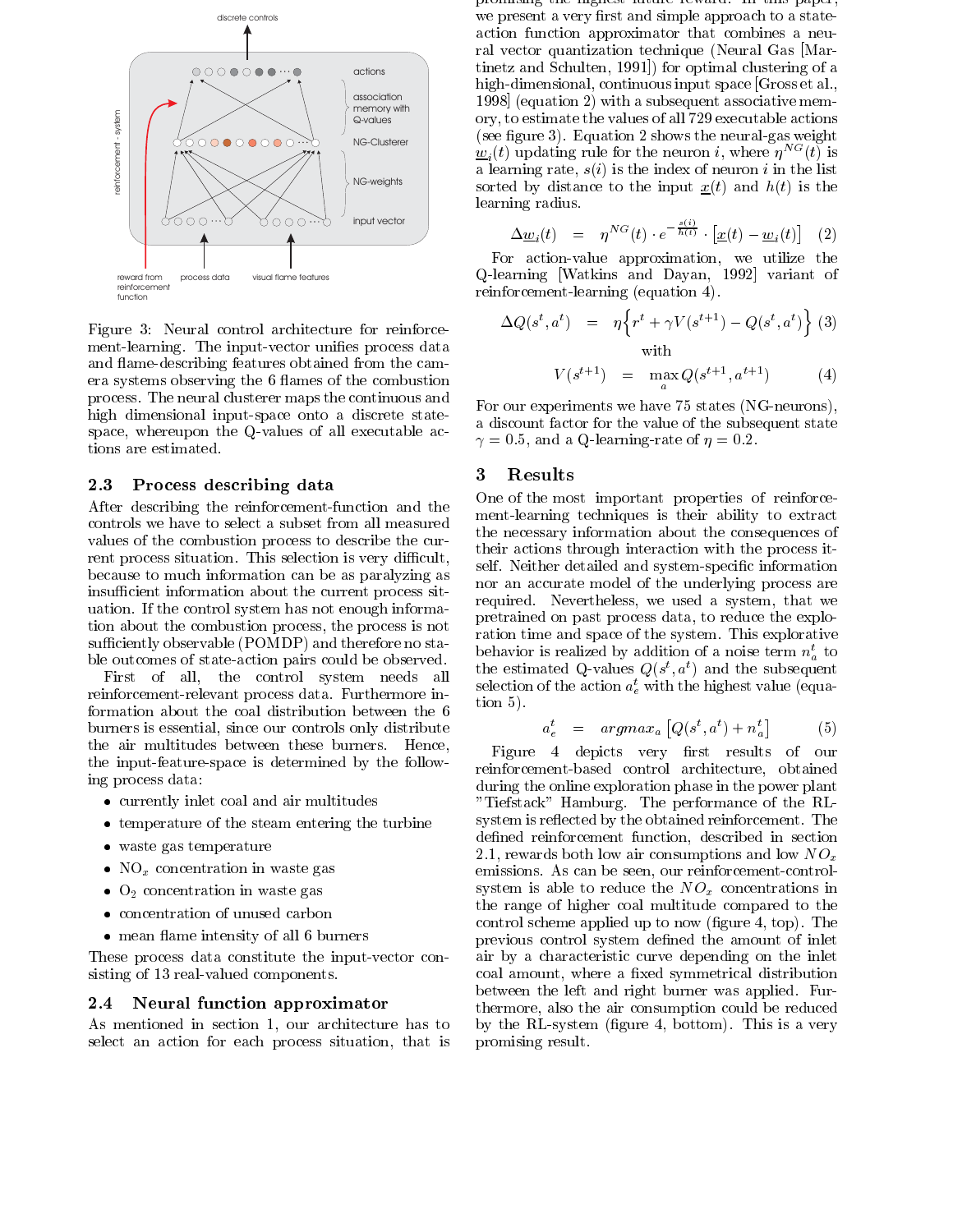Figure 3: Neural control architecture for reinforcement-learning. The input-vector unifies process data and flame-describing features obtained from the camera systems observing the 6 flames of the combustion process. The neural clusterer maps the continuous and high dimensional input-space onto a discrete state-space, whereupon the Q-values of all executable actions are estimated.

## 2.3 Process describing data

After describing the reinforcement-function and the controls we have to select a subset from all measured values of the combustion process to describe the current process situation. This selection is very difficult, because to much information can be as paralyzing as insufficient information about the current process situation. If the control system has not enough information about the combustion process, the process is not sufficiently observable (POMDP) and therefore no stable outcomes of state-action pairs could be observed.

First of all, the control system needs all reinforcement-relevant process data. Furthermore information about the coal distribution between the 6 burners is essential, since our controls only distribute the air multitudes between these burners. Hence, the input-feature-space is determined by the following process data:

- currently inlet coal and air multitudes
- temperature of the steam entering the turbine
- waste gas temperature
- $NO_x$ concentration in waste gas
- $O_2$ concentration in waste gas
- concentration of unused carbon
- mean flame intensity of all 6 burners

These process data constitute the input-vector consisting of 13 real-valued components.

## 2.4 Neural function approximator

As mentioned in section 1, our architecture has to select an action for each process situation, that is promising the highest future reward. In this paper, we present a very first and simple approach to a state-action function approximator that combines a neural vector quantization technique (Neural Gas [Martinetz and Schulten, 1991]) for optimal clustering of a high-dimensional, continuous input space [Gross et al., 1998] (equation 2) with a subsequent associative memory, to estimate the values of all 729 executable actions (see figure 3). Equation 2 shows the neural-gas weight $\underline{w}_i(t)$ updating rule for the neuron $i$, where $\eta^{NG}(t)$ is a learning rate, $s(i)$ is the index of neuron $i$ in the list sorted by distance to the input $\underline{x}(t)$ and $h(t)$ is the learning radius.

$$\Delta \underline{w}_i(t) = \eta^{NG}(t) \cdot e^{-\frac{s(i)}{h(t)}} \cdot \left[\underline{x}(t) - \underline{w}_i(t)\right] \quad (2)$$

For action-value approximation, we utilize the Q-learning [Watkins and Dayan, 1992] variant of reinforcement-learning (equation 4).

$$\Delta Q(s^t, a^t) = \eta \left\{ r^t + \gamma V(s^{t+1}) - Q(s^t, a^t) \right\} \quad (3)$$

with

$$V(s^{t+1}) = \max_a Q(s^{t+1}, a^{t+1}) \quad (4)$$

For our experiments we have 75 states (NG-neurons), a discount factor for the value of the subsequent state $\gamma = 0.5$, and a Q-learning-rate of $\eta = 0.2$.

# 3 Results

One of the most important properties of reinforcement-learning techniques is their ability to extract the necessary information about the consequences of their actions through interaction with the process itself. Neither detailed and system-specific information nor an accurate model of the underlying process are required. Nevertheless, we used a system, that we pretrained on past process data, to reduce the exploration time and space of the system. This explorative behavior is realized by addition of a noise term $n_a^t$ to the estimated Q-values $Q(s^t, a^t)$ and the subsequent selection of the action $a_e^t$ with the highest value (equation 5).

$$a_e^t = argmax_a \left[ Q(s^t, a^t) + n_a^t \right] \quad (5)$$

Figure 4 depicts very first results of our reinforcement-based control architecture, obtained during the online exploration phase in the power plant "Tiefstack" Hamburg. The performance of the RL-system is reflected by the obtained reinforcement. The defined reinforcement function, described in section 2.1, rewards both low air consumptions and low $NO_x$ emissions. As can be seen, our reinforcement-control-system is able to reduce the $NO_x$ concentrations in the range of higher coal multitude compared to the control scheme applied up to now (figure 4, top). The previous control system defined the amount of inlet air by a characteristic curve depending on the inlet coal amount, where a fixed symmetrical distribution between the left and right burner was applied. Furthermore, also the air consumption could be reduced by the RL-system (figure 4, bottom). This is a very promising result.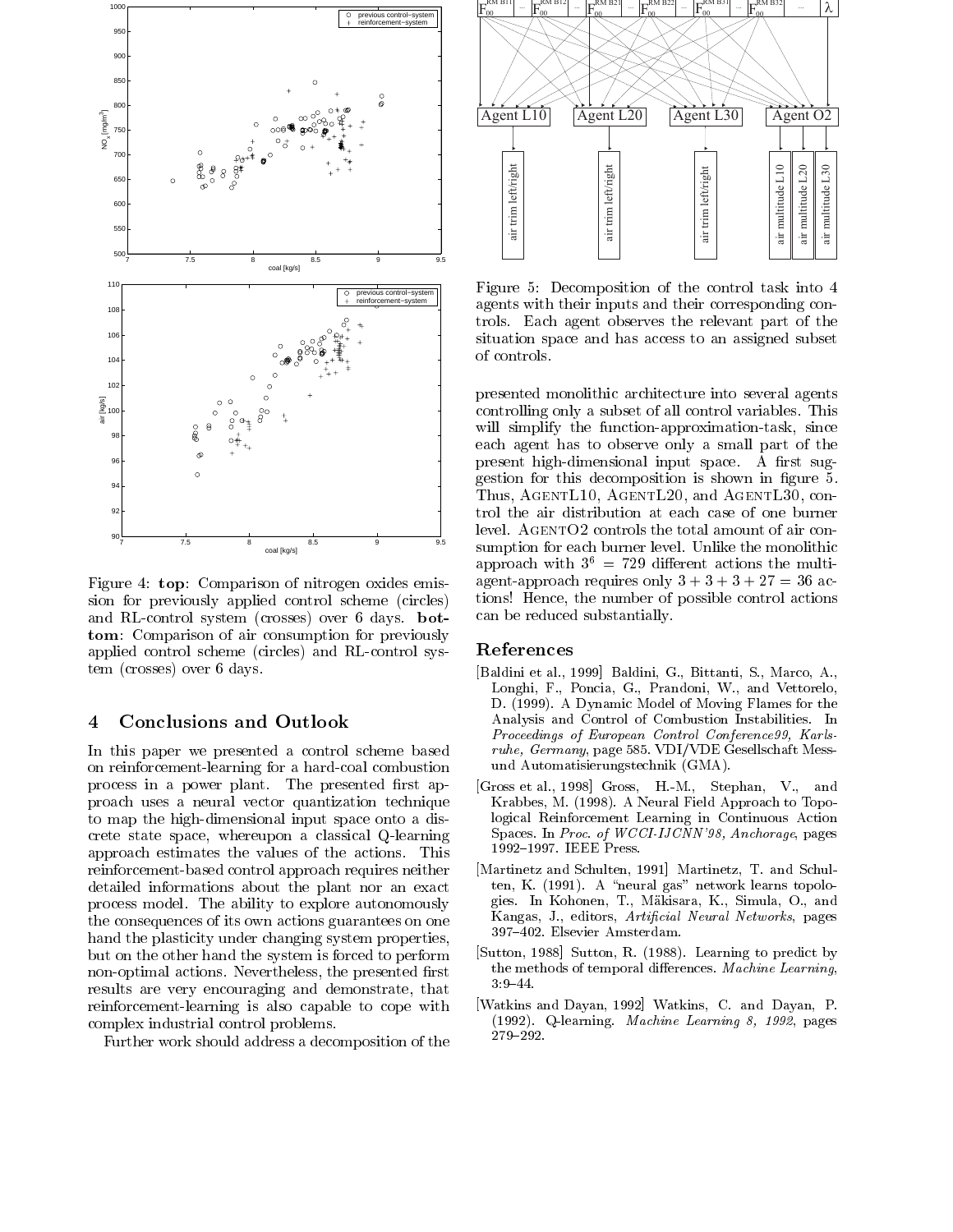1000
950
900
850
800
750
700
650
600
550
500
$NO_x$ [mg/m$^3$]
7
7.5
8
8.5
9
9.5
coal [kg/s]
previous control–system
reinforcement–system

110
108
106
104
102
100
98
96
94
92
90
air [kg/s]
7
7.5
8
8.5
9
9.5
coal [kg/s]
previous control–system
reinforcement–system

Figure 4: **top**: Comparison of nitrogen oxides emission for previously applied control scheme (circles) and RL-control system (crosses) over 6 days. **bottom**: Comparison of air consumption for previously applied control scheme (circles) and RL-control system (crosses) over 6 days.

## 4 Conclusions and Outlook

In this paper we presented a control scheme based on reinforcement-learning for a hard-coal combustion process in a power plant. The presented first approach uses a neural vector quantization technique to map the high-dimensional input space onto a discrete state space, whereupon a classical Q-learning approach estimates the values of the actions. This reinforcement-based control approach requires neither detailed informations about the plant nor an exact process model. The ability to explore autonomously the consequences of its own actions guarantees on one hand the plasticity under changing system properties, but on the other hand the system is forced to perform non-optimal actions. Nevertheless, the presented first results are very encouraging and demonstrate, that reinforcement-learning is also capable to cope with complex industrial control problems.

Further work should address a decomposition of the presented monolithic architecture into several agents controlling only a subset of all control variables. This will simplify the function-approximation-task, since each agent has to observe only a small part of the present high-dimensional input space. A first suggestion for this decomposition is shown in figure 5. Thus, AgentL10, AgentL20, and AgentL30, control the air distribution at each case of one burner level. AgentO2 controls the total amount of air consumption for each burner level. Unlike the monolithic approach with $3^6 = 729$ different actions the multi-agent-approach requires only $3 + 3 + 3 + 27 = 36$ actions! Hence, the number of possible control actions can be reduced substantially.

$F_{00}^{RM\,B11}$ ... $F_{00}^{RM\,B12}$ ... $F_{00}^{RM\,B21}$ ... $F_{00}^{RM\,B22}$ ... $F_{00}^{RM\,B31}$ ... $F_{00}^{RM\,B32}$ ... $\lambda$

Agent L10
Agent L20
Agent L30
Agent O2

air trim left/right
air trim left/right
air trim left/right
air multitude L 10
air multitude L 20
air multitude L 30

Figure 5: Decomposition of the control task into 4 agents with their inputs and their corresponding controls. Each agent observes the relevant part of the situation space and has access to an assigned subset of controls.

## References

[Baldini et al., 1999] Baldini, G., Bittanti, S., Marco, A., Longhi, F., Poncia, G., Prandoni, W., and Vettorelo, D. (1999). A Dynamic Model of Moving Flames for the Analysis and Control of Combustion Instabilities. In *Proceedings of European Control Conference99, Karlsruhe, Germany*, page 585. VDI/VDE Gesellschaft Mess- und Automatisierungstechnik (GMA).

[Gross et al., 1998] Gross, H.-M., Stephan, V., and Krabbes, M. (1998). A Neural Field Approach to Topological Reinforcement Learning in Continuous Action Spaces. In *Proc. of WCCI-IJCNN'98, Anchorage*, pages 1992–1997. IEEE Press.

[Martinetz and Schulten, 1991] Martinetz, T. and Schulten, K. (1991). A "neural gas" network learns topologies. In Kohonen, T., Mäkisara, K., Simula, O., and Kangas, J., editors, *Artificial Neural Networks*, pages 397–402. Elsevier Amsterdam.

[Sutton, 1988] Sutton, R. (1988). Learning to predict by the methods of temporal differences. *Machine Learning*, 3:9–44.

[Watkins and Dayan, 1992] Watkins, C. and Dayan, P. (1992). Q-learning. *Machine Learning 8, 1992*, pages 279–292.